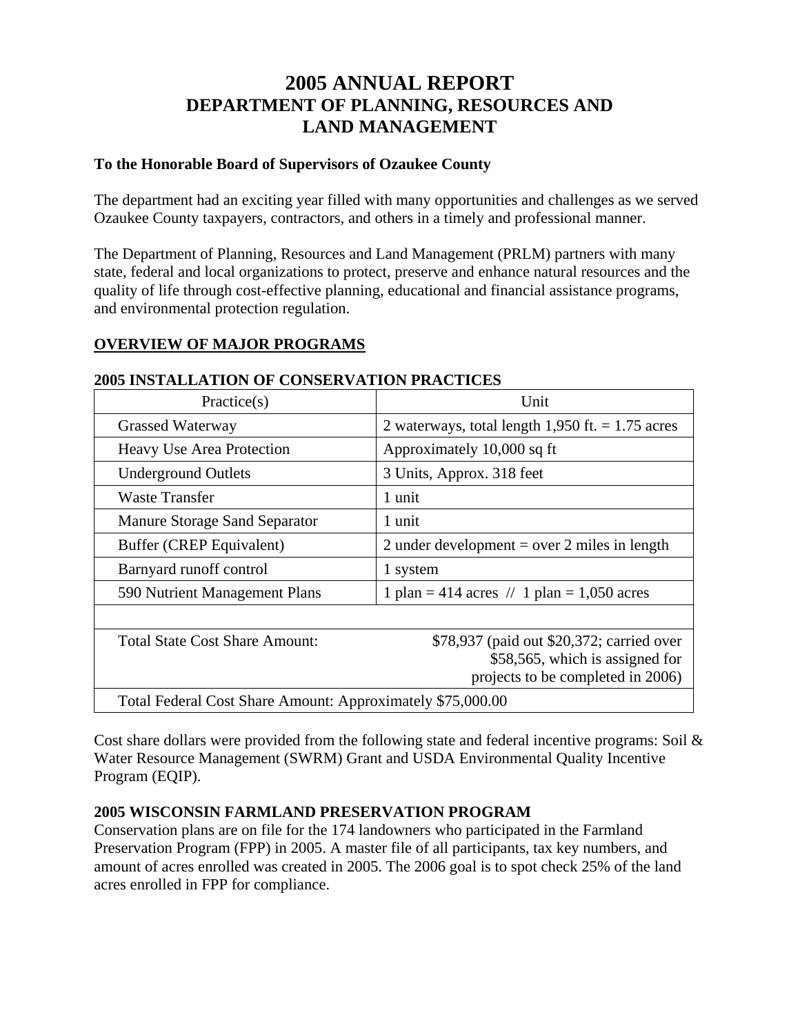# 2005 ANNUAL REPORT
## DEPARTMENT OF PLANNING, RESOURCES AND LAND MANAGEMENT

**To the Honorable Board of Supervisors of Ozaukee County**

The department had an exciting year filled with many opportunities and challenges as we served Ozaukee County taxpayers, contractors, and others in a timely and professional manner.

The Department of Planning, Resources and Land Management (PRLM) partners with many state, federal and local organizations to protect, preserve and enhance natural resources and the quality of life through cost-effective planning, educational and financial assistance programs, and environmental protection regulation.

## OVERVIEW OF MAJOR PROGRAMS

### 2005 INSTALLATION OF CONSERVATION PRACTICES

| Practice(s) | Unit |
|---|---|
| Grassed Waterway | 2 waterways, total length 1,950 ft. = 1.75 acres |
| Heavy Use Area Protection | Approximately 10,000 sq ft |
| Underground Outlets | 3 Units, Approx. 318 feet |
| Waste Transfer | 1 unit |
| Manure Storage Sand Separator | 1 unit |
| Buffer (CREP Equivalent) | 2 under development = over 2 miles in length |
| Barnyard runoff control | 1 system |
| 590 Nutrient Management Plans | 1 plan = 414 acres // 1 plan = 1,050 acres |
| | |
| Total State Cost Share Amount: | $78,937 (paid out $20,372; carried over $58,565, which is assigned for projects to be completed in 2006) |
| Total Federal Cost Share Amount: Approximately $75,000.00 | |

Cost share dollars were provided from the following state and federal incentive programs: Soil & Water Resource Management (SWRM) Grant and USDA Environmental Quality Incentive Program (EQIP).

### 2005 WISCONSIN FARMLAND PRESERVATION PROGRAM

Conservation plans are on file for the 174 landowners who participated in the Farmland Preservation Program (FPP) in 2005. A master file of all participants, tax key numbers, and amount of acres enrolled was created in 2005. The 2006 goal is to spot check 25% of the land acres enrolled in FPP for compliance.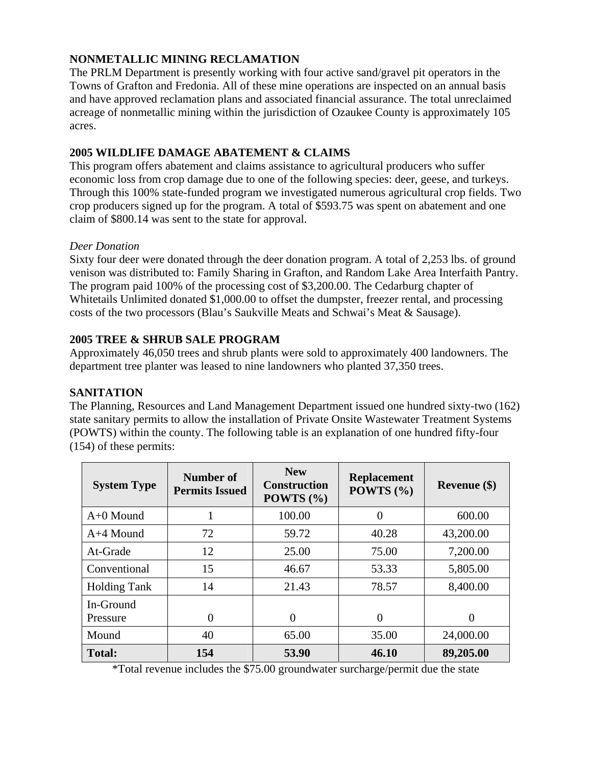## NONMETALLIC MINING RECLAMATION

The PRLM Department is presently working with four active sand/gravel pit operators in the Towns of Grafton and Fredonia. All of these mine operations are inspected on an annual basis and have approved reclamation plans and associated financial assurance. The total unreclaimed acreage of nonmetallic mining within the jurisdiction of Ozaukee County is approximately 105 acres.

## 2005 WILDLIFE DAMAGE ABATEMENT & CLAIMS

This program offers abatement and claims assistance to agricultural producers who suffer economic loss from crop damage due to one of the following species: deer, geese, and turkeys. Through this 100% state-funded program we investigated numerous agricultural crop fields. Two crop producers signed up for the program. A total of $593.75 was spent on abatement and one claim of $800.14 was sent to the state for approval.

### *Deer Donation*

Sixty four deer were donated through the deer donation program. A total of 2,253 lbs. of ground venison was distributed to: Family Sharing in Grafton, and Random Lake Area Interfaith Pantry. The program paid 100% of the processing cost of $3,200.00. The Cedarburg chapter of Whitetails Unlimited donated $1,000.00 to offset the dumpster, freezer rental, and processing costs of the two processors (Blau's Saukville Meats and Schwai's Meat & Sausage).

## 2005 TREE & SHRUB SALE PROGRAM

Approximately 46,050 trees and shrub plants were sold to approximately 400 landowners. The department tree planter was leased to nine landowners who planted 37,350 trees.

## SANITATION

The Planning, Resources and Land Management Department issued one hundred sixty-two (162) state sanitary permits to allow the installation of Private Onsite Wastewater Treatment Systems (POWTS) within the county. The following table is an explanation of one hundred fifty-four (154) of these permits:

| System Type | Number of Permits Issued | New Construction POWTS (%) | Replacement POWTS (%) | Revenue ($) |
|---|---|---|---|---|
| A+0 Mound | 1 | 100.00 | 0 | 600.00 |
| A+4 Mound | 72 | 59.72 | 40.28 | 43,200.00 |
| At-Grade | 12 | 25.00 | 75.00 | 7,200.00 |
| Conventional | 15 | 46.67 | 53.33 | 5,805.00 |
| Holding Tank | 14 | 21.43 | 78.57 | 8,400.00 |
| In-Ground Pressure | 0 | 0 | 0 | 0 |
| Mound | 40 | 65.00 | 35.00 | 24,000.00 |
| **Total:** | **154** | **53.90** | **46.10** | **89,205.00** |

*Total revenue includes the $75.00 groundwater surcharge/permit due the state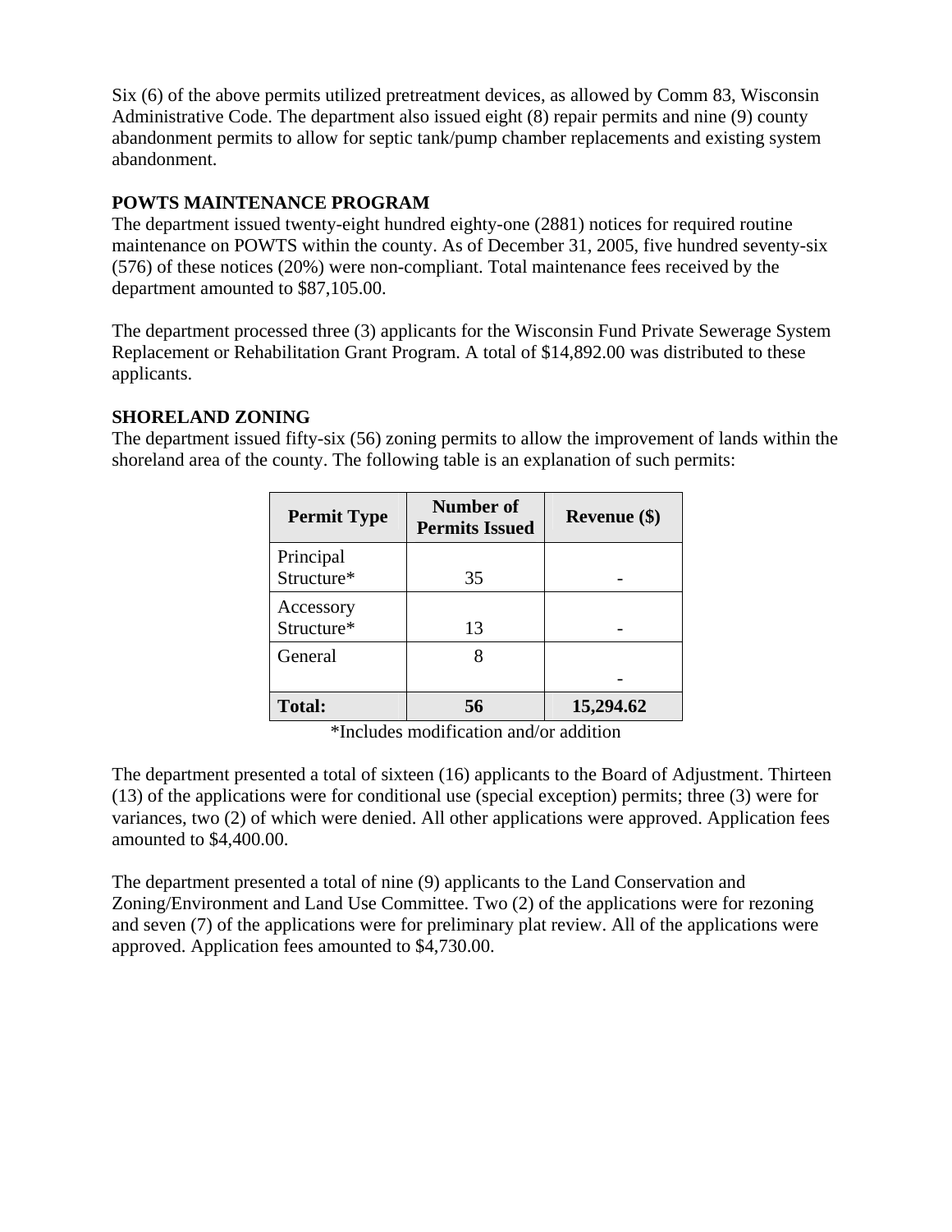Six (6) of the above permits utilized pretreatment devices, as allowed by Comm 83, Wisconsin Administrative Code. The department also issued eight (8) repair permits and nine (9) county abandonment permits to allow for septic tank/pump chamber replacements and existing system abandonment.

**POWTS MAINTENANCE PROGRAM**

The department issued twenty-eight hundred eighty-one (2881) notices for required routine maintenance on POWTS within the county. As of December 31, 2005, five hundred seventy-six (576) of these notices (20%) were non-compliant. Total maintenance fees received by the department amounted to $87,105.00.

The department processed three (3) applicants for the Wisconsin Fund Private Sewerage System Replacement or Rehabilitation Grant Program. A total of $14,892.00 was distributed to these applicants.

**SHORELAND ZONING**

The department issued fifty-six (56) zoning permits to allow the improvement of lands within the shoreland area of the county. The following table is an explanation of such permits:

| Permit Type | Number of Permits Issued | Revenue ($) |
|---|---|---|
| Principal Structure* | 35 | - |
| Accessory Structure* | 13 | - |
| General | 8 | - |
| **Total:** | **56** | **15,294.62** |

*Includes modification and/or addition

The department presented a total of sixteen (16) applicants to the Board of Adjustment. Thirteen (13) of the applications were for conditional use (special exception) permits; three (3) were for variances, two (2) of which were denied. All other applications were approved. Application fees amounted to $4,400.00.

The department presented a total of nine (9) applicants to the Land Conservation and Zoning/Environment and Land Use Committee. Two (2) of the applications were for rezoning and seven (7) of the applications were for preliminary plat review. All of the applications were approved. Application fees amounted to $4,730.00.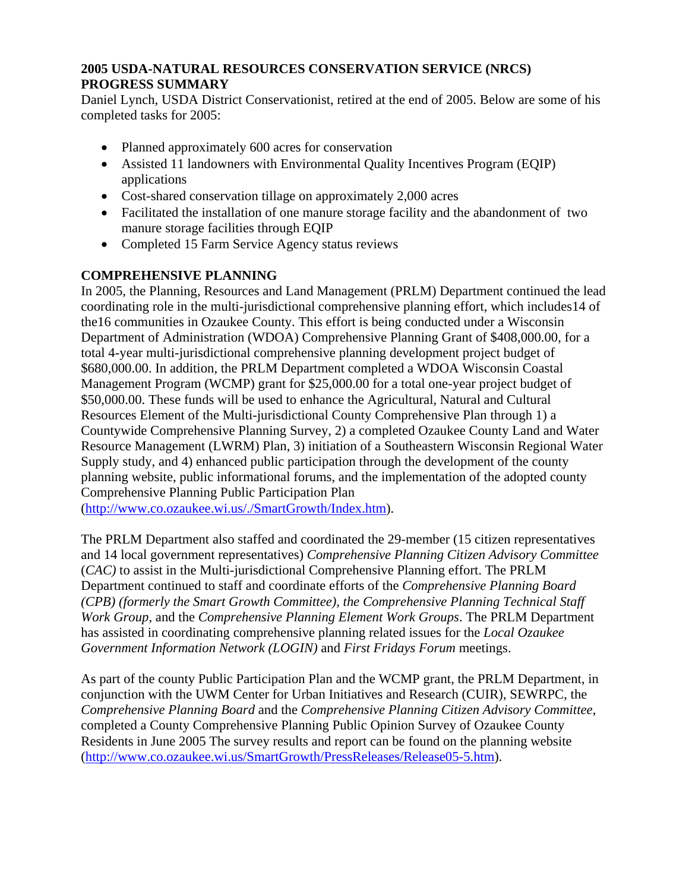## 2005 USDA-NATURAL RESOURCES CONSERVATION SERVICE (NRCS) PROGRESS SUMMARY

Daniel Lynch, USDA District Conservationist, retired at the end of 2005. Below are some of his completed tasks for 2005:

- Planned approximately 600 acres for conservation
- Assisted 11 landowners with Environmental Quality Incentives Program (EQIP) applications
- Cost-shared conservation tillage on approximately 2,000 acres
- Facilitated the installation of one manure storage facility and the abandonment of two manure storage facilities through EQIP
- Completed 15 Farm Service Agency status reviews

## COMPREHENSIVE PLANNING

In 2005, the Planning, Resources and Land Management (PRLM) Department continued the lead coordinating role in the multi-jurisdictional comprehensive planning effort, which includes14 of the16 communities in Ozaukee County. This effort is being conducted under a Wisconsin Department of Administration (WDOA) Comprehensive Planning Grant of $408,000.00, for a total 4-year multi-jurisdictional comprehensive planning development project budget of $680,000.00. In addition, the PRLM Department completed a WDOA Wisconsin Coastal Management Program (WCMP) grant for $25,000.00 for a total one-year project budget of $50,000.00. These funds will be used to enhance the Agricultural, Natural and Cultural Resources Element of the Multi-jurisdictional County Comprehensive Plan through 1) a Countywide Comprehensive Planning Survey, 2) a completed Ozaukee County Land and Water Resource Management (LWRM) Plan, 3) initiation of a Southeastern Wisconsin Regional Water Supply study, and 4) enhanced public participation through the development of the county planning website, public informational forums, and the implementation of the adopted county Comprehensive Planning Public Participation Plan (http://www.co.ozaukee.wi.us/./SmartGrowth/Index.htm).

The PRLM Department also staffed and coordinated the 29-member (15 citizen representatives and 14 local government representatives) *Comprehensive Planning Citizen Advisory Committee* (*CAC)* to assist in the Multi-jurisdictional Comprehensive Planning effort. The PRLM Department continued to staff and coordinate efforts of the *Comprehensive Planning Board (CPB) (formerly the Smart Growth Committee), the Comprehensive Planning Technical Staff Work Group,* and the *Comprehensive Planning Element Work Groups*. The PRLM Department has assisted in coordinating comprehensive planning related issues for the *Local Ozaukee Government Information Network (LOGIN)* and *First Fridays Forum* meetings.

As part of the county Public Participation Plan and the WCMP grant, the PRLM Department, in conjunction with the UWM Center for Urban Initiatives and Research (CUIR), SEWRPC, the *Comprehensive Planning Board* and the *Comprehensive Planning Citizen Advisory Committee*, completed a County Comprehensive Planning Public Opinion Survey of Ozaukee County Residents in June 2005 The survey results and report can be found on the planning website (http://www.co.ozaukee.wi.us/SmartGrowth/PressReleases/Release05-5.htm).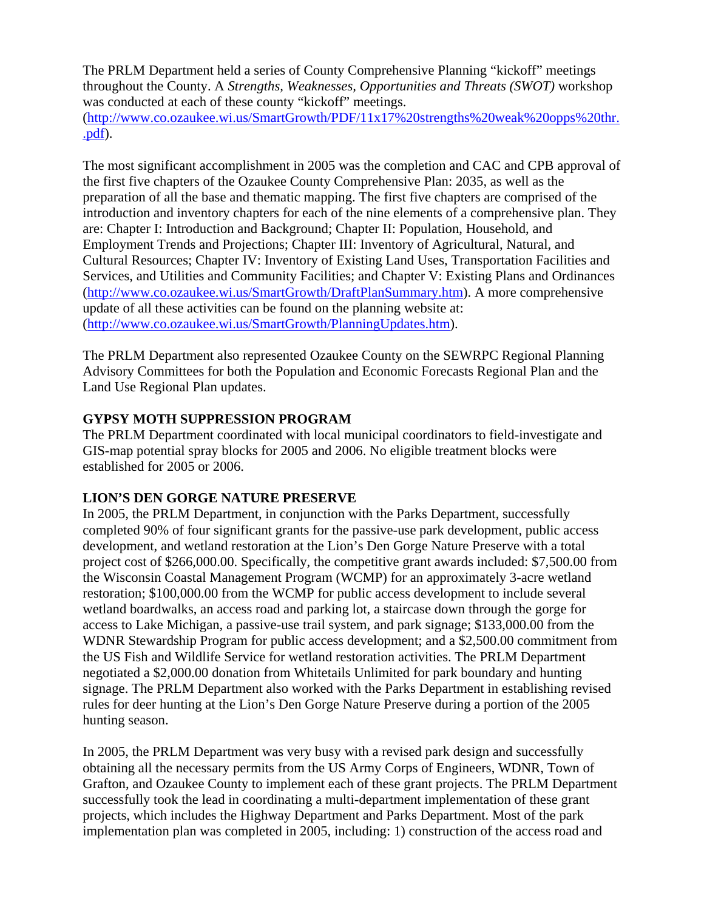The PRLM Department held a series of County Comprehensive Planning "kickoff" meetings throughout the County. A *Strengths, Weaknesses, Opportunities and Threats (SWOT)* workshop was conducted at each of these county "kickoff" meetings. (http://www.co.ozaukee.wi.us/SmartGrowth/PDF/11x17%20strengths%20weak%20opps%20thr..pdf).

The most significant accomplishment in 2005 was the completion and CAC and CPB approval of the first five chapters of the Ozaukee County Comprehensive Plan: 2035, as well as the preparation of all the base and thematic mapping. The first five chapters are comprised of the introduction and inventory chapters for each of the nine elements of a comprehensive plan. They are: Chapter I: Introduction and Background; Chapter II: Population, Household, and Employment Trends and Projections; Chapter III: Inventory of Agricultural, Natural, and Cultural Resources; Chapter IV: Inventory of Existing Land Uses, Transportation Facilities and Services, and Utilities and Community Facilities; and Chapter V: Existing Plans and Ordinances (http://www.co.ozaukee.wi.us/SmartGrowth/DraftPlanSummary.htm). A more comprehensive update of all these activities can be found on the planning website at: (http://www.co.ozaukee.wi.us/SmartGrowth/PlanningUpdates.htm).

The PRLM Department also represented Ozaukee County on the SEWRPC Regional Planning Advisory Committees for both the Population and Economic Forecasts Regional Plan and the Land Use Regional Plan updates.

**GYPSY MOTH SUPPRESSION PROGRAM**

The PRLM Department coordinated with local municipal coordinators to field-investigate and GIS-map potential spray blocks for 2005 and 2006. No eligible treatment blocks were established for 2005 or 2006.

**LION'S DEN GORGE NATURE PRESERVE**

In 2005, the PRLM Department, in conjunction with the Parks Department, successfully completed 90% of four significant grants for the passive-use park development, public access development, and wetland restoration at the Lion's Den Gorge Nature Preserve with a total project cost of $266,000.00. Specifically, the competitive grant awards included: $7,500.00 from the Wisconsin Coastal Management Program (WCMP) for an approximately 3-acre wetland restoration; $100,000.00 from the WCMP for public access development to include several wetland boardwalks, an access road and parking lot, a staircase down through the gorge for access to Lake Michigan, a passive-use trail system, and park signage; $133,000.00 from the WDNR Stewardship Program for public access development; and a $2,500.00 commitment from the US Fish and Wildlife Service for wetland restoration activities. The PRLM Department negotiated a $2,000.00 donation from Whitetails Unlimited for park boundary and hunting signage. The PRLM Department also worked with the Parks Department in establishing revised rules for deer hunting at the Lion's Den Gorge Nature Preserve during a portion of the 2005 hunting season.

In 2005, the PRLM Department was very busy with a revised park design and successfully obtaining all the necessary permits from the US Army Corps of Engineers, WDNR, Town of Grafton, and Ozaukee County to implement each of these grant projects. The PRLM Department successfully took the lead in coordinating a multi-department implementation of these grant projects, which includes the Highway Department and Parks Department. Most of the park implementation plan was completed in 2005, including: 1) construction of the access road and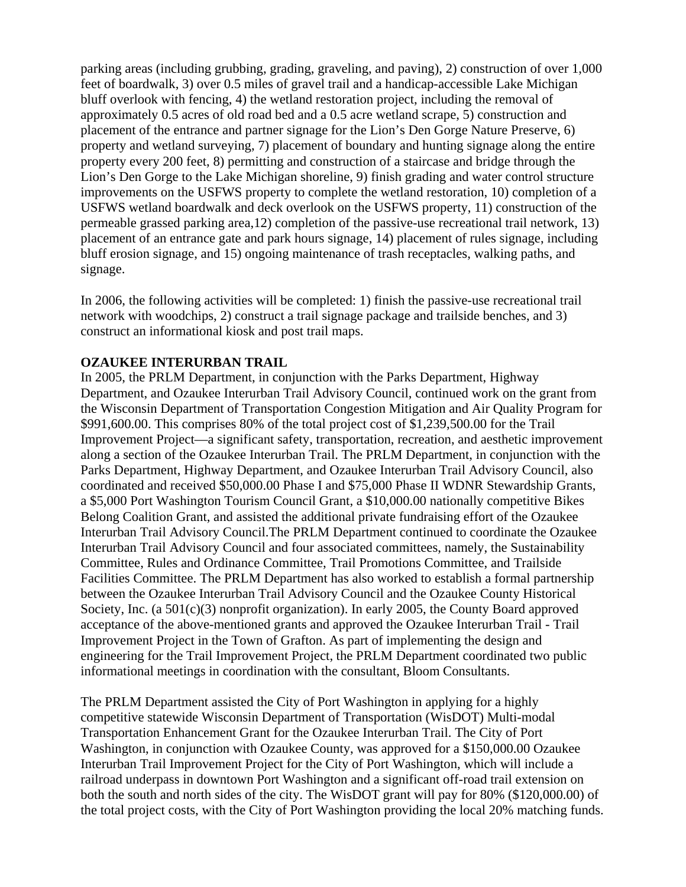parking areas (including grubbing, grading, graveling, and paving), 2) construction of over 1,000 feet of boardwalk, 3) over 0.5 miles of gravel trail and a handicap-accessible Lake Michigan bluff overlook with fencing, 4) the wetland restoration project, including the removal of approximately 0.5 acres of old road bed and a 0.5 acre wetland scrape, 5) construction and placement of the entrance and partner signage for the Lion's Den Gorge Nature Preserve, 6) property and wetland surveying, 7) placement of boundary and hunting signage along the entire property every 200 feet, 8) permitting and construction of a staircase and bridge through the Lion's Den Gorge to the Lake Michigan shoreline, 9) finish grading and water control structure improvements on the USFWS property to complete the wetland restoration, 10) completion of a USFWS wetland boardwalk and deck overlook on the USFWS property, 11) construction of the permeable grassed parking area,12) completion of the passive-use recreational trail network, 13) placement of an entrance gate and park hours signage, 14) placement of rules signage, including bluff erosion signage, and 15) ongoing maintenance of trash receptacles, walking paths, and signage.

In 2006, the following activities will be completed: 1) finish the passive-use recreational trail network with woodchips, 2) construct a trail signage package and trailside benches, and 3) construct an informational kiosk and post trail maps.

**OZAUKEE INTERURBAN TRAIL**

In 2005, the PRLM Department, in conjunction with the Parks Department, Highway Department, and Ozaukee Interurban Trail Advisory Council, continued work on the grant from the Wisconsin Department of Transportation Congestion Mitigation and Air Quality Program for $991,600.00. This comprises 80% of the total project cost of $1,239,500.00 for the Trail Improvement Project—a significant safety, transportation, recreation, and aesthetic improvement along a section of the Ozaukee Interurban Trail. The PRLM Department, in conjunction with the Parks Department, Highway Department, and Ozaukee Interurban Trail Advisory Council, also coordinated and received $50,000.00 Phase I and $75,000 Phase II WDNR Stewardship Grants, a $5,000 Port Washington Tourism Council Grant, a $10,000.00 nationally competitive Bikes Belong Coalition Grant, and assisted the additional private fundraising effort of the Ozaukee Interurban Trail Advisory Council.The PRLM Department continued to coordinate the Ozaukee Interurban Trail Advisory Council and four associated committees, namely, the Sustainability Committee, Rules and Ordinance Committee, Trail Promotions Committee, and Trailside Facilities Committee. The PRLM Department has also worked to establish a formal partnership between the Ozaukee Interurban Trail Advisory Council and the Ozaukee County Historical Society, Inc. (a 501(c)(3) nonprofit organization). In early 2005, the County Board approved acceptance of the above-mentioned grants and approved the Ozaukee Interurban Trail - Trail Improvement Project in the Town of Grafton. As part of implementing the design and engineering for the Trail Improvement Project, the PRLM Department coordinated two public informational meetings in coordination with the consultant, Bloom Consultants.

The PRLM Department assisted the City of Port Washington in applying for a highly competitive statewide Wisconsin Department of Transportation (WisDOT) Multi-modal Transportation Enhancement Grant for the Ozaukee Interurban Trail. The City of Port Washington, in conjunction with Ozaukee County, was approved for a $150,000.00 Ozaukee Interurban Trail Improvement Project for the City of Port Washington, which will include a railroad underpass in downtown Port Washington and a significant off-road trail extension on both the south and north sides of the city. The WisDOT grant will pay for 80% ($120,000.00) of the total project costs, with the City of Port Washington providing the local 20% matching funds.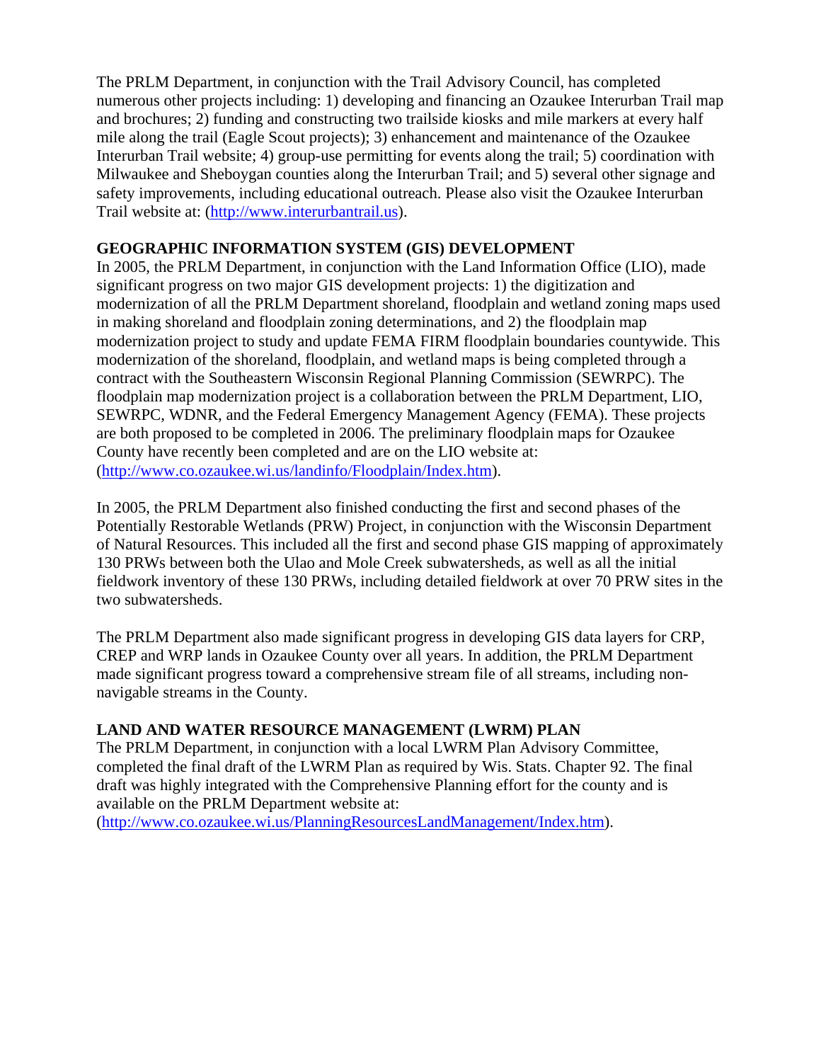The PRLM Department, in conjunction with the Trail Advisory Council, has completed numerous other projects including: 1) developing and financing an Ozaukee Interurban Trail map and brochures; 2) funding and constructing two trailside kiosks and mile markers at every half mile along the trail (Eagle Scout projects); 3) enhancement and maintenance of the Ozaukee Interurban Trail website; 4) group-use permitting for events along the trail; 5) coordination with Milwaukee and Sheboygan counties along the Interurban Trail; and 5) several other signage and safety improvements, including educational outreach. Please also visit the Ozaukee Interurban Trail website at: (http://www.interurbantrail.us).

## GEOGRAPHIC INFORMATION SYSTEM (GIS) DEVELOPMENT

In 2005, the PRLM Department, in conjunction with the Land Information Office (LIO), made significant progress on two major GIS development projects: 1) the digitization and modernization of all the PRLM Department shoreland, floodplain and wetland zoning maps used in making shoreland and floodplain zoning determinations, and 2) the floodplain map modernization project to study and update FEMA FIRM floodplain boundaries countywide. This modernization of the shoreland, floodplain, and wetland maps is being completed through a contract with the Southeastern Wisconsin Regional Planning Commission (SEWRPC). The floodplain map modernization project is a collaboration between the PRLM Department, LIO, SEWRPC, WDNR, and the Federal Emergency Management Agency (FEMA). These projects are both proposed to be completed in 2006. The preliminary floodplain maps for Ozaukee County have recently been completed and are on the LIO website at: (http://www.co.ozaukee.wi.us/landinfo/Floodplain/Index.htm).

In 2005, the PRLM Department also finished conducting the first and second phases of the Potentially Restorable Wetlands (PRW) Project, in conjunction with the Wisconsin Department of Natural Resources. This included all the first and second phase GIS mapping of approximately 130 PRWs between both the Ulao and Mole Creek subwatersheds, as well as all the initial fieldwork inventory of these 130 PRWs, including detailed fieldwork at over 70 PRW sites in the two subwatersheds.

The PRLM Department also made significant progress in developing GIS data layers for CRP, CREP and WRP lands in Ozaukee County over all years. In addition, the PRLM Department made significant progress toward a comprehensive stream file of all streams, including non-navigable streams in the County.

## LAND AND WATER RESOURCE MANAGEMENT (LWRM) PLAN

The PRLM Department, in conjunction with a local LWRM Plan Advisory Committee, completed the final draft of the LWRM Plan as required by Wis. Stats. Chapter 92. The final draft was highly integrated with the Comprehensive Planning effort for the county and is available on the PRLM Department website at: (http://www.co.ozaukee.wi.us/PlanningResourcesLandManagement/Index.htm).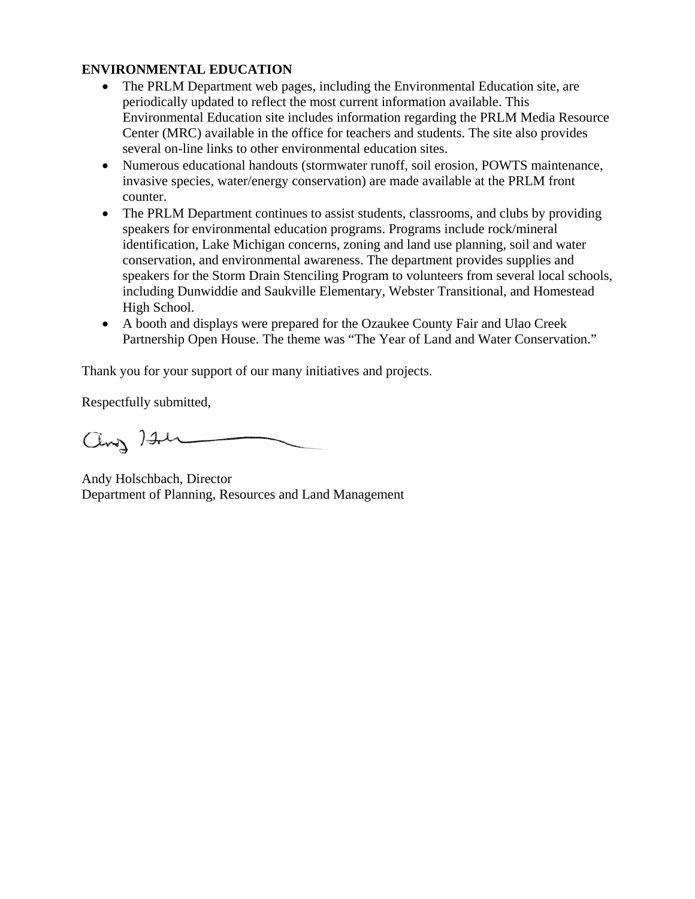**ENVIRONMENTAL EDUCATION**

- The PRLM Department web pages, including the Environmental Education site, are periodically updated to reflect the most current information available. This Environmental Education site includes information regarding the PRLM Media Resource Center (MRC) available in the office for teachers and students. The site also provides several on-line links to other environmental education sites.
- Numerous educational handouts (stormwater runoff, soil erosion, POWTS maintenance, invasive species, water/energy conservation) are made available at the PRLM front counter.
- The PRLM Department continues to assist students, classrooms, and clubs by providing speakers for environmental education programs. Programs include rock/mineral identification, Lake Michigan concerns, zoning and land use planning, soil and water conservation, and environmental awareness. The department provides supplies and speakers for the Storm Drain Stenciling Program to volunteers from several local schools, including Dunwiddie and Saukville Elementary, Webster Transitional, and Homestead High School.
- A booth and displays were prepared for the Ozaukee County Fair and Ulao Creek Partnership Open House. The theme was "The Year of Land and Water Conservation."

Thank you for your support of our many initiatives and projects.

Respectfully submitted,

Andy Holschbach, Director
Department of Planning, Resources and Land Management